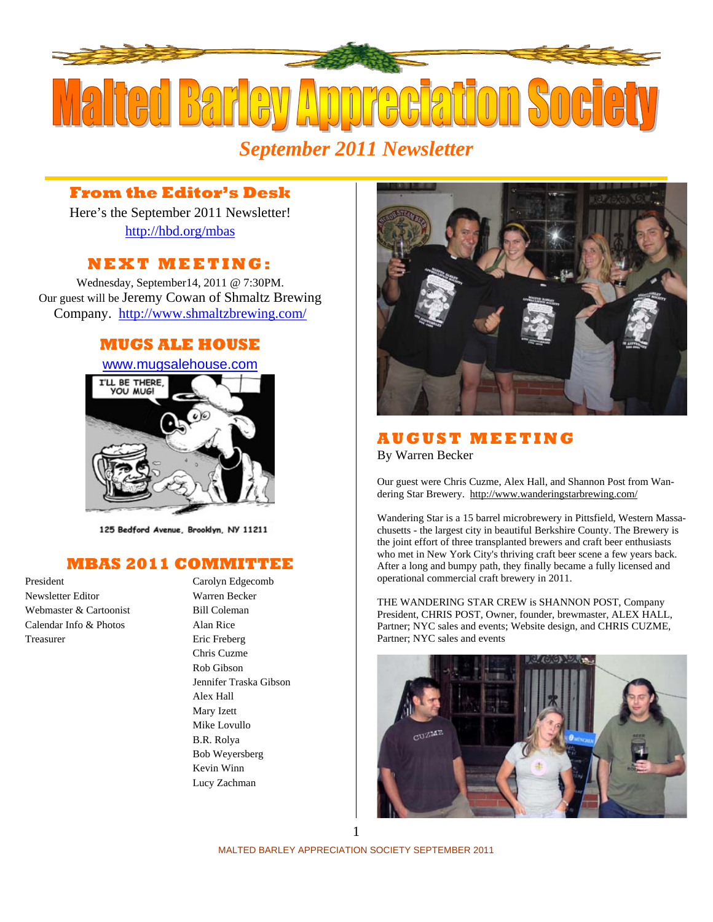# Malted Barley Appreciation Society

*September 2011 Newsletter*

## From the Editor's Desk

Here's the September 2011 Newsletter!

http://hbd.org/mbas

## NEXT MEETING:

Wednesday, September14, 2011 @ 7:30PM.

Our guest will be Jeremy Cowan of Shmaltz Brewing Company. http://www.shmaltzbrewing.com/

## MUGS ALE HOUSE

www.mugsalehouse.com

125 Bedford Avenue, Brooklyn, NY 11211

## MBAS 2011 COMMITTEE

| | |
|---|---|
| President | Carolyn Edgecomb |
| Newsletter Editor | Warren Becker |
| Webmaster & Cartoonist | Bill Coleman |
| Calendar Info & Photos | Alan Rice |
| Treasurer | Eric Freberg |
| | Chris Cuzme |
| | Rob Gibson |
| | Jennifer Traska Gibson |
| | Alex Hall |
| | Mary Izett |
| | Mike Lovullo |
| | B.R. Rolya |
| | Bob Weyersberg |
| | Kevin Winn |
| | Lucy Zachman |

## AUGUST MEETING

By Warren Becker

Our guest were Chris Cuzme, Alex Hall, and Shannon Post from Wandering Star Brewery. http://www.wanderingstarbrewing.com/

Wandering Star is a 15 barrel microbrewery in Pittsfield, Western Massachusetts - the largest city in beautiful Berkshire County. The Brewery is the joint effort of three transplanted brewers and craft beer enthusiasts who met in New York City's thriving craft beer scene a few years back. After a long and bumpy path, they finally became a fully licensed and operational commercial craft brewery in 2011.

THE WANDERING STAR CREW is SHANNON POST, Company President, CHRIS POST, Owner, founder, brewmaster, ALEX HALL, Partner; NYC sales and events; Website design, and CHRIS CUZME, Partner; NYC sales and events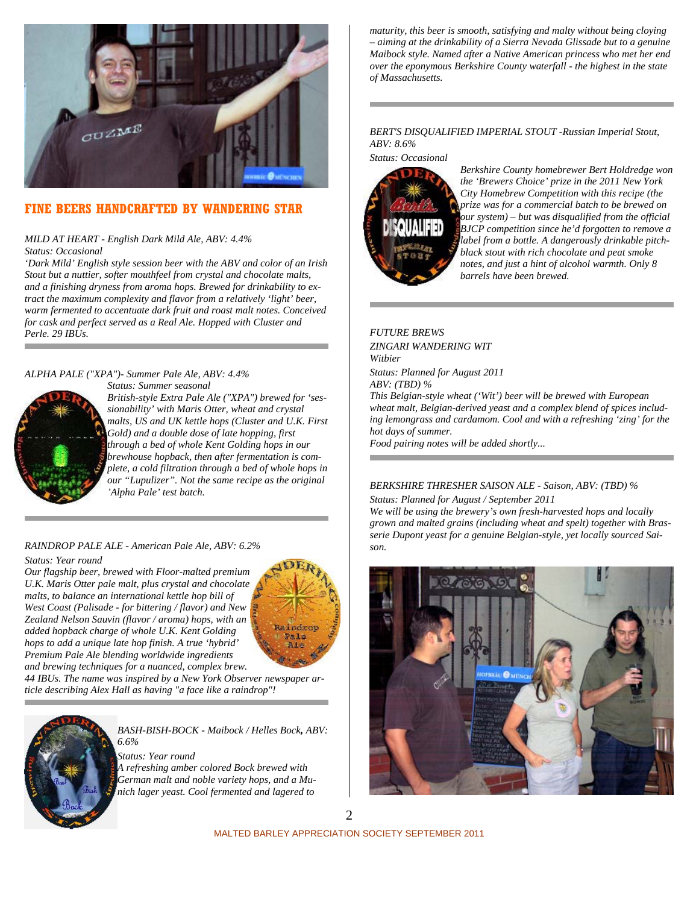## FINE BEERS HANDCRAFTED BY WANDERING STAR

*MILD AT HEART - English Dark Mild Ale, ABV: 4.4%*
*Status: Occasional*
*'Dark Mild' English style session beer with the ABV and color of an Irish Stout but a nuttier, softer mouthfeel from crystal and chocolate malts, and a finishing dryness from aroma hops. Brewed for drinkability to extract the maximum complexity and flavor from a relatively 'light' beer, warm fermented to accentuate dark fruit and roast malt notes. Conceived for cask and perfect served as a Real Ale. Hopped with Cluster and Perle. 29 IBUs.*

---

*ALPHA PALE ("XPA")- Summer Pale Ale, ABV: 4.4%*
*Status: Summer seasonal*
*British-style Extra Pale Ale ("XPA") brewed for 'sessionability' with Maris Otter, wheat and crystal malts, US and UK kettle hops (Cluster and U.K. First Gold) and a double dose of late hopping, first through a bed of whole Kent Golding hops in our brewhouse hopback, then after fermentation is complete, a cold filtration through a bed of whole hops in our "Lupulizer". Not the same recipe as the original 'Alpha Pale' test batch.*

---

*RAINDROP PALE ALE - American Pale Ale, ABV: 6.2%*
*Status: Year round*
*Our flagship beer, brewed with Floor-malted premium U.K. Maris Otter pale malt, plus crystal and chocolate malts, to balance an international kettle hop bill of West Coast (Palisade - for bittering / flavor) and New Zealand Nelson Sauvin (flavor / aroma) hops, with an added hopback charge of whole U.K. Kent Golding hops to add a unique late hop finish. A true 'hybrid' Premium Pale Ale blending worldwide ingredients and brewing techniques for a nuanced, complex brew. 44 IBUs. The name was inspired by a New York Observer newspaper article describing Alex Hall as having "a face like a raindrop"!*

---

*BASH-BISH-BOCK - Maibock / Helles Bock, ABV: 6.6%*
*Status: Year round*
*A refreshing amber colored Bock brewed with German malt and noble variety hops, and a Munich lager yeast. Cool fermented and lagered to maturity, this beer is smooth, satisfying and malty without being cloying – aiming at the drinkability of a Sierra Nevada Glissade but to a genuine Maibock style. Named after a Native American princess who met her end over the eponymous Berkshire County waterfall - the highest in the state of Massachusetts.*

---

*BERT'S DISQUALIFIED IMPERIAL STOUT -Russian Imperial Stout, ABV: 8.6%*
*Status: Occasional*
*Berkshire County homebrewer Bert Holdredge won the 'Brewers Choice' prize in the 2011 New York City Homebrew Competition with this recipe (the prize was for a commercial batch to be brewed on our system) – but was disqualified from the official BJCP competition since he'd forgotten to remove a label from a bottle. A dangerously drinkable pitch-black stout with rich chocolate and peat smoke notes, and just a hint of alcohol warmth. Only 8 barrels have been brewed.*

---

*FUTURE BREWS*
*ZINGARI WANDERING WIT*
*Witbier*
*Status: Planned for August 2011*
*ABV: (TBD) %*
*This Belgian-style wheat ('Wit') beer will be brewed with European wheat malt, Belgian-derived yeast and a complex blend of spices including lemongrass and cardamom. Cool and with a refreshing 'zing' for the hot days of summer.*
*Food pairing notes will be added shortly...*

---

*BERKSHIRE THRESHER SAISON ALE - Saison, ABV: (TBD) %*
*Status: Planned for August / September 2011*
*We will be using the brewery's own fresh-harvested hops and locally grown and malted grains (including wheat and spelt) together with Brasserie Dupont yeast for a genuine Belgian-style, yet locally sourced Saison.*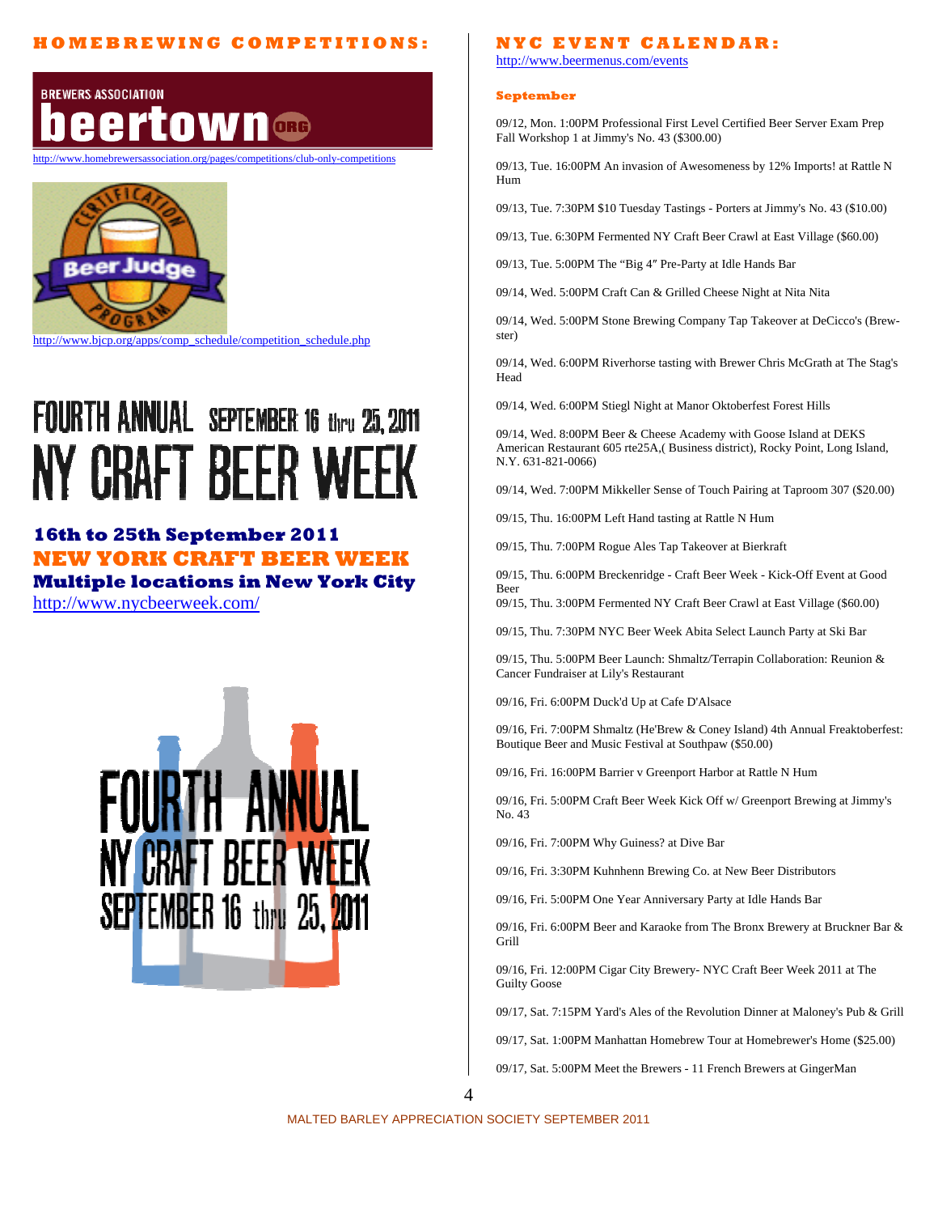## HOMEBREWING COMPETITIONS:

BREWERS ASSOCIATION beertown.org

http://www.homebrewersassociation.org/pages/competitions/club-only-competitions

Certification Beer Judge Program

http://www.bjcp.org/apps/comp_schedule/competition_schedule.php

# FOURTH ANNUAL SEPTEMBER 16 thru 25, 2011 NY CRAFT BEER WEEK

### 16th to 25th September 2011

### NEW YORK CRAFT BEER WEEK

### Multiple locations in New York City

http://www.nycbeerweek.com/

FOURTH ANNUAL NY CRAFT BEER WEEK SEPTEMBER 16 thru 25, 2011

## NYC EVENT CALENDAR:

http://www.beermenus.com/events

### September

09/12, Mon. 1:00PM Professional First Level Certified Beer Server Exam Prep Fall Workshop 1 at Jimmy's No. 43 ($300.00)

09/13, Tue. 16:00PM An invasion of Awesomeness by 12% Imports! at Rattle N Hum

09/13, Tue. 7:30PM $10 Tuesday Tastings - Porters at Jimmy's No. 43 ($10.00)

09/13, Tue. 6:30PM Fermented NY Craft Beer Crawl at East Village ($60.00)

09/13, Tue. 5:00PM The "Big 4" Pre-Party at Idle Hands Bar

09/14, Wed. 5:00PM Craft Can & Grilled Cheese Night at Nita Nita

09/14, Wed. 5:00PM Stone Brewing Company Tap Takeover at DeCicco's (Brewster)

09/14, Wed. 6:00PM Riverhorse tasting with Brewer Chris McGrath at The Stag's Head

09/14, Wed. 6:00PM Stiegl Night at Manor Oktoberfest Forest Hills

09/14, Wed. 8:00PM Beer & Cheese Academy with Goose Island at DEKS American Restaurant 605 rte25A,( Business district), Rocky Point, Long Island, N.Y. 631-821-0066)

09/14, Wed. 7:00PM Mikkeller Sense of Touch Pairing at Taproom 307 ($20.00)

09/15, Thu. 16:00PM Left Hand tasting at Rattle N Hum

09/15, Thu. 7:00PM Rogue Ales Tap Takeover at Bierkraft

09/15, Thu. 6:00PM Breckenridge - Craft Beer Week - Kick-Off Event at Good Beer

09/15, Thu. 3:00PM Fermented NY Craft Beer Crawl at East Village ($60.00)

09/15, Thu. 7:30PM NYC Beer Week Abita Select Launch Party at Ski Bar

09/15, Thu. 5:00PM Beer Launch: Shmaltz/Terrapin Collaboration: Reunion & Cancer Fundraiser at Lily's Restaurant

09/16, Fri. 6:00PM Duck'd Up at Cafe D'Alsace

09/16, Fri. 7:00PM Shmaltz (He'Brew & Coney Island) 4th Annual Freaktoberfest: Boutique Beer and Music Festival at Southpaw ($50.00)

09/16, Fri. 16:00PM Barrier v Greenport Harbor at Rattle N Hum

09/16, Fri. 5:00PM Craft Beer Week Kick Off w/ Greenport Brewing at Jimmy's No. 43

09/16, Fri. 7:00PM Why Guiness? at Dive Bar

09/16, Fri. 3:30PM Kuhnhenn Brewing Co. at New Beer Distributors

09/16, Fri. 5:00PM One Year Anniversary Party at Idle Hands Bar

09/16, Fri. 6:00PM Beer and Karaoke from The Bronx Brewery at Bruckner Bar & Grill

09/16, Fri. 12:00PM Cigar City Brewery- NYC Craft Beer Week 2011 at The Guilty Goose

09/17, Sat. 7:15PM Yard's Ales of the Revolution Dinner at Maloney's Pub & Grill

09/17, Sat. 1:00PM Manhattan Homebrew Tour at Homebrewer's Home ($25.00)

09/17, Sat. 5:00PM Meet the Brewers - 11 French Brewers at GingerMan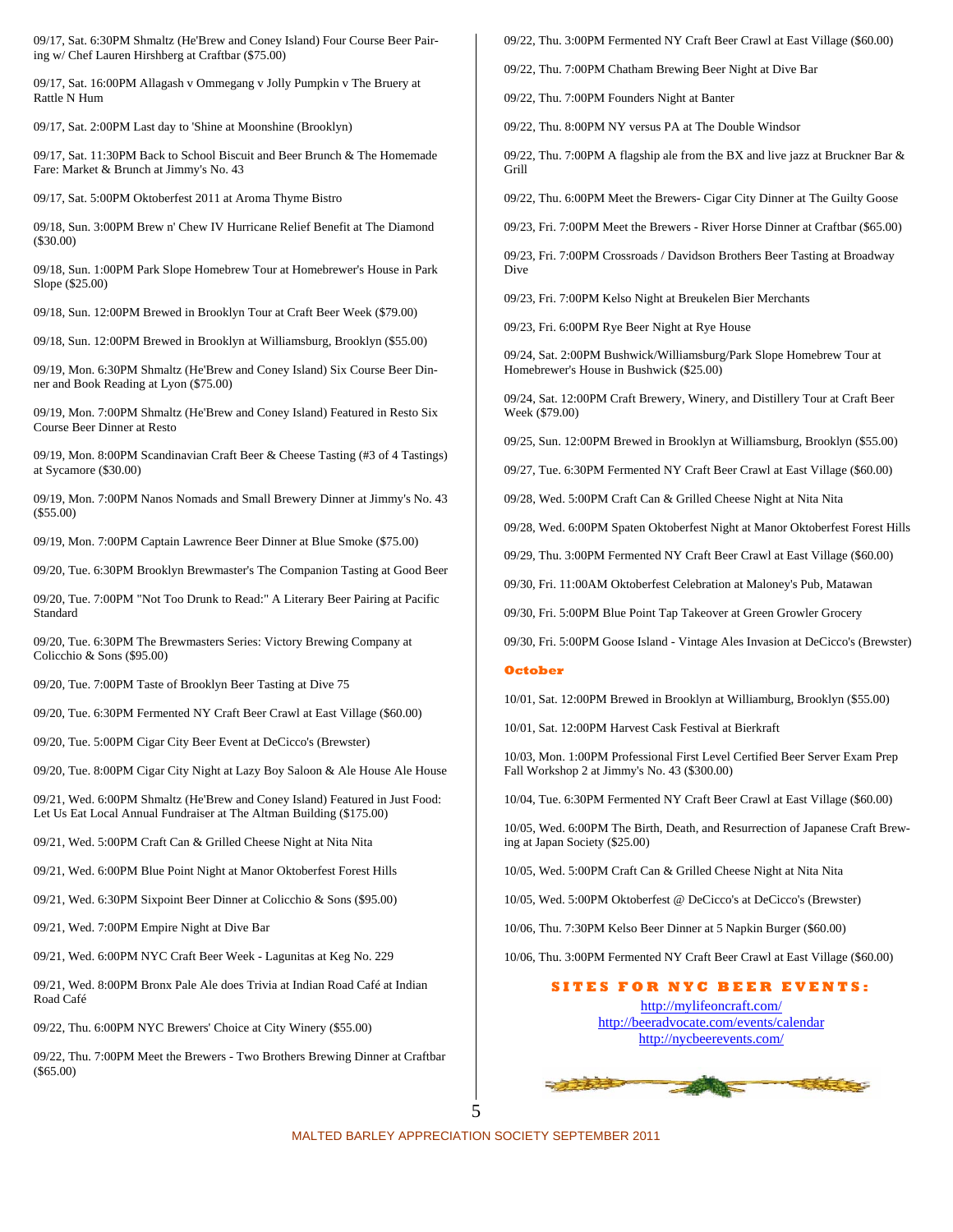09/17, Sat. 6:30PM Shmaltz (He'Brew and Coney Island) Four Course Beer Pairing w/ Chef Lauren Hirshberg at Craftbar ($75.00)

09/17, Sat. 16:00PM Allagash v Ommegang v Jolly Pumpkin v The Bruery at Rattle N Hum

09/17, Sat. 2:00PM Last day to 'Shine at Moonshine (Brooklyn)

09/17, Sat. 11:30PM Back to School Biscuit and Beer Brunch & The Homemade Fare: Market & Brunch at Jimmy's No. 43

09/17, Sat. 5:00PM Oktoberfest 2011 at Aroma Thyme Bistro

09/18, Sun. 3:00PM Brew n' Chew IV Hurricane Relief Benefit at The Diamond ($30.00)

09/18, Sun. 1:00PM Park Slope Homebrew Tour at Homebrewer's House in Park Slope ($25.00)

09/18, Sun. 12:00PM Brewed in Brooklyn Tour at Craft Beer Week ($79.00)

09/18, Sun. 12:00PM Brewed in Brooklyn at Williamsburg, Brooklyn ($55.00)

09/19, Mon. 6:30PM Shmaltz (He'Brew and Coney Island) Six Course Beer Dinner and Book Reading at Lyon ($75.00)

09/19, Mon. 7:00PM Shmaltz (He'Brew and Coney Island) Featured in Resto Six Course Beer Dinner at Resto

09/19, Mon. 8:00PM Scandinavian Craft Beer & Cheese Tasting (#3 of 4 Tastings) at Sycamore ($30.00)

09/19, Mon. 7:00PM Nanos Nomads and Small Brewery Dinner at Jimmy's No. 43 ($55.00)

09/19, Mon. 7:00PM Captain Lawrence Beer Dinner at Blue Smoke ($75.00)

09/20, Tue. 6:30PM Brooklyn Brewmaster's The Companion Tasting at Good Beer

09/20, Tue. 7:00PM "Not Too Drunk to Read:" A Literary Beer Pairing at Pacific Standard

09/20, Tue. 6:30PM The Brewmasters Series: Victory Brewing Company at Colicchio & Sons ($95.00)

09/20, Tue. 7:00PM Taste of Brooklyn Beer Tasting at Dive 75

09/20, Tue. 6:30PM Fermented NY Craft Beer Crawl at East Village ($60.00)

09/20, Tue. 5:00PM Cigar City Beer Event at DeCicco's (Brewster)

09/20, Tue. 8:00PM Cigar City Night at Lazy Boy Saloon & Ale House Ale House

09/21, Wed. 6:00PM Shmaltz (He'Brew and Coney Island) Featured in Just Food: Let Us Eat Local Annual Fundraiser at The Altman Building ($175.00)

09/21, Wed. 5:00PM Craft Can & Grilled Cheese Night at Nita Nita

09/21, Wed. 6:00PM Blue Point Night at Manor Oktoberfest Forest Hills

09/21, Wed. 6:30PM Sixpoint Beer Dinner at Colicchio & Sons ($95.00)

09/21, Wed. 7:00PM Empire Night at Dive Bar

09/21, Wed. 6:00PM NYC Craft Beer Week - Lagunitas at Keg No. 229

09/21, Wed. 8:00PM Bronx Pale Ale does Trivia at Indian Road Café at Indian Road Café

09/22, Thu. 6:00PM NYC Brewers' Choice at City Winery ($55.00)

09/22, Thu. 7:00PM Meet the Brewers - Two Brothers Brewing Dinner at Craftbar ($65.00)

09/22, Thu. 3:00PM Fermented NY Craft Beer Crawl at East Village ($60.00)

09/22, Thu. 7:00PM Chatham Brewing Beer Night at Dive Bar

09/22, Thu. 7:00PM Founders Night at Banter

09/22, Thu. 8:00PM NY versus PA at The Double Windsor

09/22, Thu. 7:00PM A flagship ale from the BX and live jazz at Bruckner Bar & Grill

09/22, Thu. 6:00PM Meet the Brewers- Cigar City Dinner at The Guilty Goose

09/23, Fri. 7:00PM Meet the Brewers - River Horse Dinner at Craftbar ($65.00)

09/23, Fri. 7:00PM Crossroads / Davidson Brothers Beer Tasting at Broadway Dive

09/23, Fri. 7:00PM Kelso Night at Breukelen Bier Merchants

09/23, Fri. 6:00PM Rye Beer Night at Rye House

09/24, Sat. 2:00PM Bushwick/Williamsburg/Park Slope Homebrew Tour at Homebrewer's House in Bushwick ($25.00)

09/24, Sat. 12:00PM Craft Brewery, Winery, and Distillery Tour at Craft Beer Week ($79.00)

09/25, Sun. 12:00PM Brewed in Brooklyn at Williamsburg, Brooklyn ($55.00)

09/27, Tue. 6:30PM Fermented NY Craft Beer Crawl at East Village ($60.00)

09/28, Wed. 5:00PM Craft Can & Grilled Cheese Night at Nita Nita

09/28, Wed. 6:00PM Spaten Oktoberfest Night at Manor Oktoberfest Forest Hills

09/29, Thu. 3:00PM Fermented NY Craft Beer Crawl at East Village ($60.00)

09/30, Fri. 11:00AM Oktoberfest Celebration at Maloney's Pub, Matawan

09/30, Fri. 5:00PM Blue Point Tap Takeover at Green Growler Grocery

09/30, Fri. 5:00PM Goose Island - Vintage Ales Invasion at DeCicco's (Brewster)

## October

10/01, Sat. 12:00PM Brewed in Brooklyn at Williamburg, Brooklyn ($55.00)

10/01, Sat. 12:00PM Harvest Cask Festival at Bierkraft

10/03, Mon. 1:00PM Professional First Level Certified Beer Server Exam Prep Fall Workshop 2 at Jimmy's No. 43 ($300.00)

10/04, Tue. 6:30PM Fermented NY Craft Beer Crawl at East Village ($60.00)

10/05, Wed. 6:00PM The Birth, Death, and Resurrection of Japanese Craft Brewing at Japan Society ($25.00)

10/05, Wed. 5:00PM Craft Can & Grilled Cheese Night at Nita Nita

10/05, Wed. 5:00PM Oktoberfest @ DeCicco's at DeCicco's (Brewster)

10/06, Thu. 7:30PM Kelso Beer Dinner at 5 Napkin Burger ($60.00)

10/06, Thu. 3:00PM Fermented NY Craft Beer Crawl at East Village ($60.00)

## SITES FOR NYC BEER EVENTS:

http://mylifeoncraft.com/
http://beeradvocate.com/events/calendar
http://nycbeerevents.com/

MALTED BARLEY APPRECIATION SOCIETY SEPTEMBER 2011